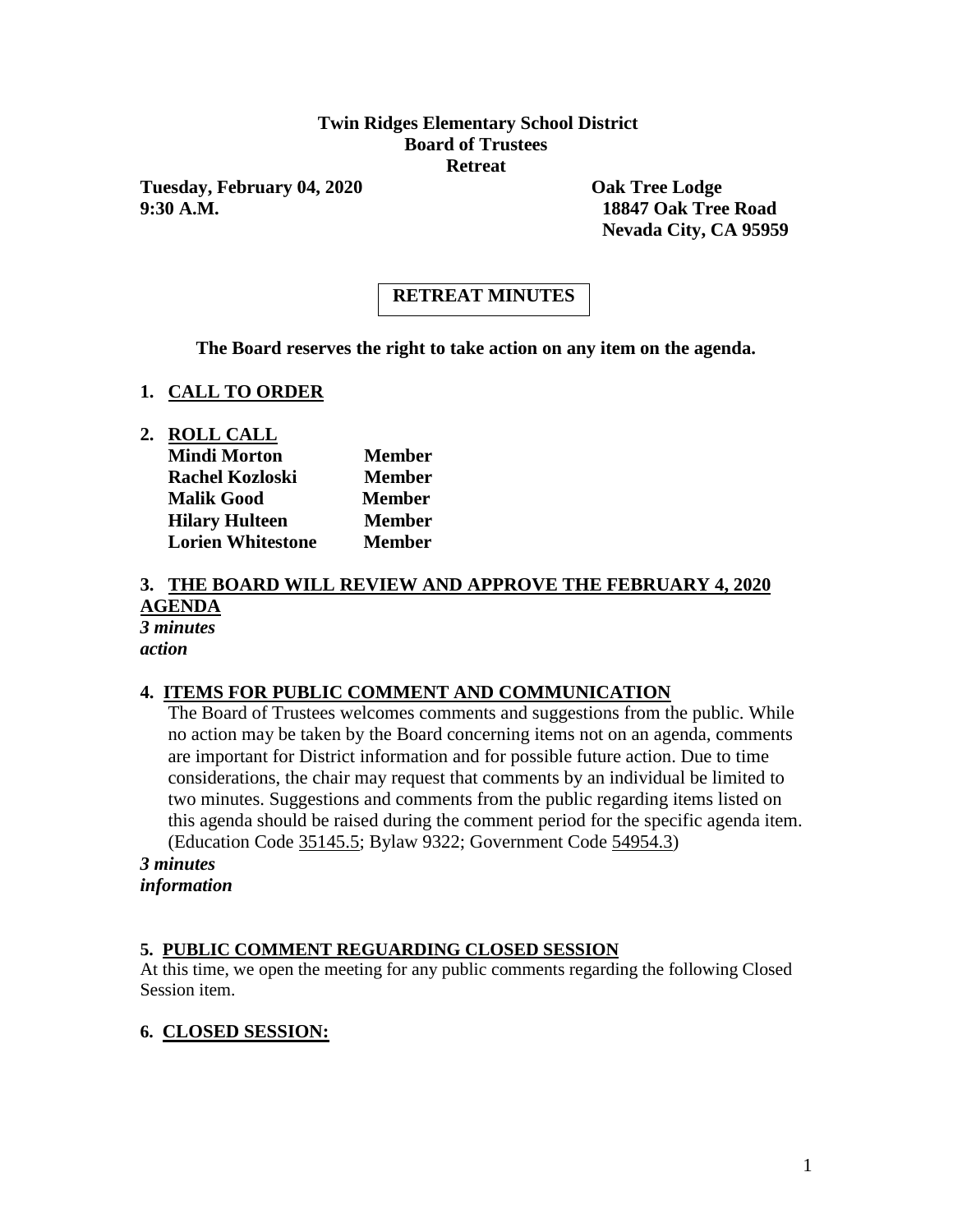**Twin Ridges Elementary School District**
**Board of Trustees**
**Retreat**

**Tuesday, February 04, 2020** | **Oak Tree Lodge**
**9:30 A.M.** | **18847 Oak Tree Road**
**Nevada City, CA 95959**

# RETREAT MINUTES

**The Board reserves the right to take action on any item on the agenda.**

## 1. CALL TO ORDER

## 2. ROLL CALL

| | |
|---|---|
| **Mindi Morton** | **Member** |
| **Rachel Kozloski** | **Member** |
| **Malik Good** | **Member** |
| **Hilary Hulteen** | **Member** |
| **Lorien Whitestone** | **Member** |

## 3. THE BOARD WILL REVIEW AND APPROVE THE FEBRUARY 4, 2020 AGENDA

***3 minutes***
***action***

## 4. ITEMS FOR PUBLIC COMMENT AND COMMUNICATION

The Board of Trustees welcomes comments and suggestions from the public. While no action may be taken by the Board concerning items not on an agenda, comments are important for District information and for possible future action. Due to time considerations, the chair may request that comments by an individual be limited to two minutes. Suggestions and comments from the public regarding items listed on this agenda should be raised during the comment period for the specific agenda item. (Education Code 35145.5; Bylaw 9322; Government Code 54954.3)

***3 minutes***
***information***

## 5. PUBLIC COMMENT REGUARDING CLOSED SESSION

At this time, we open the meeting for any public comments regarding the following Closed Session item.

## 6. CLOSED SESSION: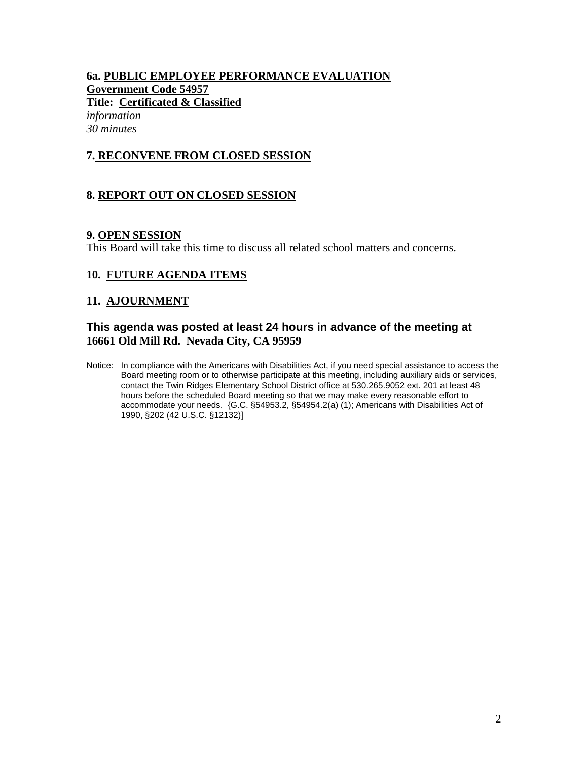**6a. PUBLIC EMPLOYEE PERFORMANCE EVALUATION**
**Government Code 54957**
**Title: Certificated & Classified**
*information*
*30 minutes*

**7. RECONVENE FROM CLOSED SESSION**

**8. REPORT OUT ON CLOSED SESSION**

**9. OPEN SESSION**
This Board will take this time to discuss all related school matters and concerns.

**10. FUTURE AGENDA ITEMS**

**11. AJOURNMENT**

**This agenda was posted at least 24 hours in advance of the meeting at 16661 Old Mill Rd. Nevada City, CA 95959**

Notice: In compliance with the Americans with Disabilities Act, if you need special assistance to access the Board meeting room or to otherwise participate at this meeting, including auxiliary aids or services, contact the Twin Ridges Elementary School District office at 530.265.9052 ext. 201 at least 48 hours before the scheduled Board meeting so that we may make every reasonable effort to accommodate your needs. {G.C. §54953.2, §54954.2(a) (1); Americans with Disabilities Act of 1990, §202 (42 U.S.C. §12132)]